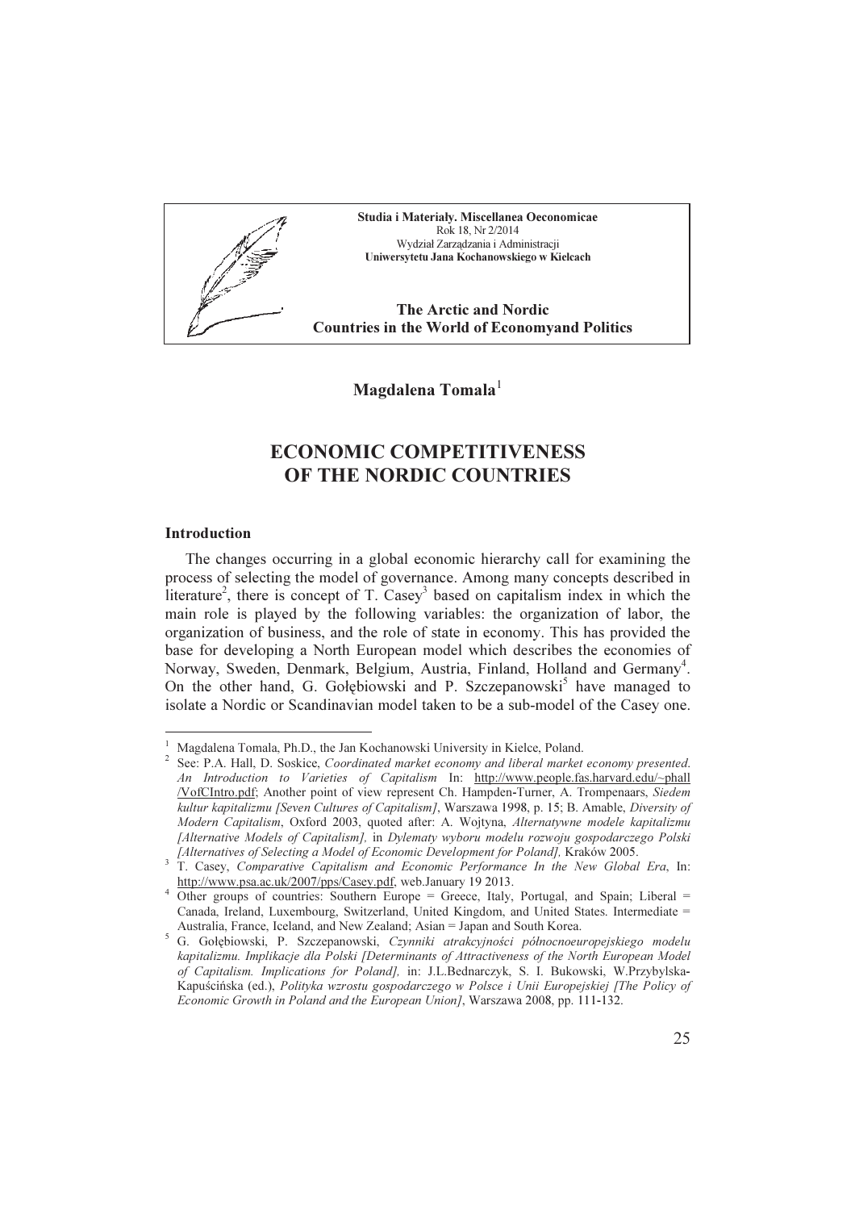**Studia i Materiały. Miscellanea Oeconomicae**
Rok 18, Nr 2/2014
Wydział Zarządzania i Administracji
**Uniwersytetu Jana Kochanowskiego w Kielcach**

**The Arctic and Nordic Countries in the World of Economyand Politics**

**Magdalena Tomala**[1]

# ECONOMIC COMPETITIVENESS OF THE NORDIC COUNTRIES

## Introduction

The changes occurring in a global economic hierarchy call for examining the process of selecting the model of governance. Among many concepts described in literature[2], there is concept of T. Casey[3] based on capitalism index in which the main role is played by the following variables: the organization of labor, the organization of business, and the role of state in economy. This has provided the base for developing a North European model which describes the economies of Norway, Sweden, Denmark, Belgium, Austria, Finland, Holland and Germany[4]. On the other hand, G. Gołębiowski and P. Szczepanowski[5] have managed to isolate a Nordic or Scandinavian model taken to be a sub-model of the Casey one.

---

[1] Magdalena Tomala, Ph.D., the Jan Kochanowski University in Kielce, Poland.

[2] See: P.A. Hall, D. Soskice, *Coordinated market economy and liberal market economy presented. An Introduction to Varieties of Capitalism* In: http://www.people.fas.harvard.edu/~phall/VofCIntro.pdf; Another point of view represent Ch. Hampden-Turner, A. Trompenaars, *Siedem kultur kapitalizmu [Seven Cultures of Capitalism]*, Warszawa 1998, p. 15; B. Amable, *Diversity of Modern Capitalism*, Oxford 2003, quoted after: A. Wojtyna, *Alternatywne modele kapitalizmu [Alternative Models of Capitalism],* in *Dylematy wyboru modelu rozwoju gospodarczego Polski [Alternatives of Selecting a Model of Economic Development for Poland],* Kraków 2005.

[3] T. Casey, *Comparative Capitalism and Economic Performance In the New Global Era*, In: http://www.psa.ac.uk/2007/pps/Casey.pdf, web.January 19 2013.

[4] Other groups of countries: Southern Europe = Greece, Italy, Portugal, and Spain; Liberal = Canada, Ireland, Luxembourg, Switzerland, United Kingdom, and United States. Intermediate = Australia, France, Iceland, and New Zealand; Asian = Japan and South Korea.

[5] G. Gołębiowski, P. Szczepanowski, *Czynniki atrakcyjności północnoeuropejskiego modelu kapitalizmu. Implikacje dla Polski [Determinants of Attractiveness of the North European Model of Capitalism. Implications for Poland],* in: J.L.Bednarczyk, S. I. Bukowski, W.Przybylska-Kapuścińska (ed.), *Polityka wzrostu gospodarczego w Polsce i Unii Europejskiej [The Policy of Economic Growth in Poland and the European Union]*, Warszawa 2008, pp. 111-132.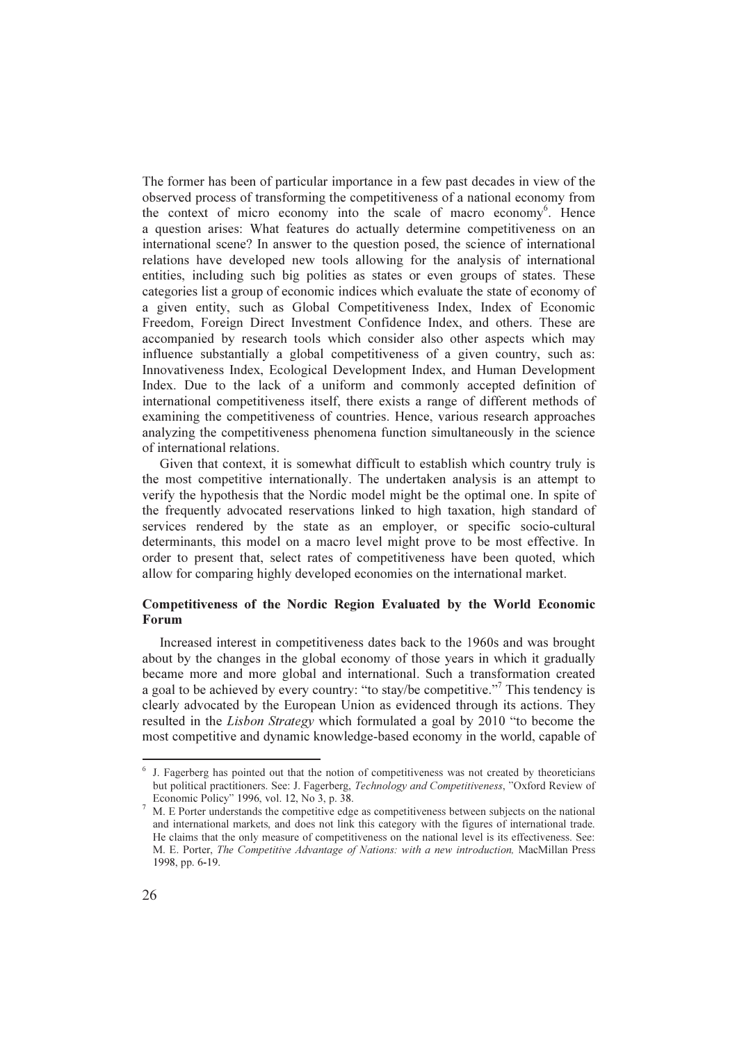The former has been of particular importance in a few past decades in view of the observed process of transforming the competitiveness of a national economy from the context of micro economy into the scale of macro economy[6]. Hence a question arises: What features do actually determine competitiveness on an international scene? In answer to the question posed, the science of international relations have developed new tools allowing for the analysis of international entities, including such big polities as states or even groups of states. These categories list a group of economic indices which evaluate the state of economy of a given entity, such as Global Competitiveness Index, Index of Economic Freedom, Foreign Direct Investment Confidence Index, and others. These are accompanied by research tools which consider also other aspects which may influence substantially a global competitiveness of a given country, such as: Innovativeness Index, Ecological Development Index, and Human Development Index. Due to the lack of a uniform and commonly accepted definition of international competitiveness itself, there exists a range of different methods of examining the competitiveness of countries. Hence, various research approaches analyzing the competitiveness phenomena function simultaneously in the science of international relations.

Given that context, it is somewhat difficult to establish which country truly is the most competitive internationally. The undertaken analysis is an attempt to verify the hypothesis that the Nordic model might be the optimal one. In spite of the frequently advocated reservations linked to high taxation, high standard of services rendered by the state as an employer, or specific socio-cultural determinants, this model on a macro level might prove to be most effective. In order to present that, select rates of competitiveness have been quoted, which allow for comparing highly developed economies on the international market.

## Competitiveness of the Nordic Region Evaluated by the World Economic Forum

Increased interest in competitiveness dates back to the 1960s and was brought about by the changes in the global economy of those years in which it gradually became more and more global and international. Such a transformation created a goal to be achieved by every country: "to stay/be competitive."[7] This tendency is clearly advocated by the European Union as evidenced through its actions. They resulted in the *Lisbon Strategy* which formulated a goal by 2010 "to become the most competitive and dynamic knowledge-based economy in the world, capable of

---

[6] J. Fagerberg has pointed out that the notion of competitiveness was not created by theoreticians but political practitioners. See: J. Fagerberg, *Technology and Competitiveness*, "Oxford Review of Economic Policy" 1996, vol. 12, No 3, p. 38.

[7] M. E Porter understands the competitive edge as competitiveness between subjects on the national and international markets, and does not link this category with the figures of international trade. He claims that the only measure of competitiveness on the national level is its effectiveness. See: M. E. Porter, *The Competitive Advantage of Nations: with a new introduction,* MacMillan Press 1998, pp. 6-19.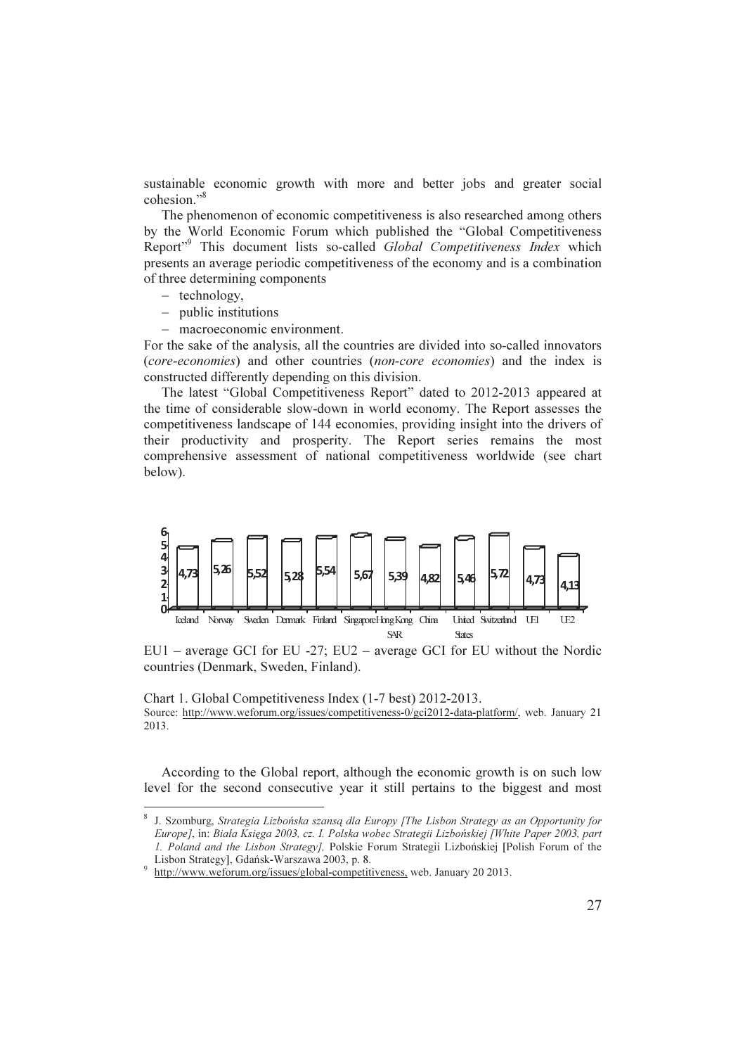sustainable economic growth with more and better jobs and greater social cohesion."[8]

The phenomenon of economic competitiveness is also researched among others by the World Economic Forum which published the "Global Competitiveness Report"[9] This document lists so-called *Global Competitiveness Index* which presents an average periodic competitiveness of the economy and is a combination of three determining components

- technology,
- public institutions
- macroeconomic environment.

For the sake of the analysis, all the countries are divided into so-called innovators (*core-economies*) and other countries (*non-core economies*) and the index is constructed differently depending on this division.

The latest "Global Competitiveness Report" dated to 2012-2013 appeared at the time of considerable slow-down in world economy. The Report assesses the competitiveness landscape of 144 economies, providing insight into the drivers of their productivity and prosperity. The Report series remains the most comprehensive assessment of national competitiveness worldwide (see chart below).

| Iceland | Norway | Sweden | Denmark | Finland | Singapore | Hong Kong SAR | China | United States | Switzerland | UE1 | UE2 |
|---|---|---|---|---|---|---|---|---|---|---|---|
| 4,73 | 5,26 | 5,52 | 5,28 | 5,54 | 5,67 | 5,39 | 4,82 | 5,46 | 5,72 | 4,73 | 4,13 |

EU1 – average GCI for EU -27; EU2 – average GCI for EU without the Nordic countries (Denmark, Sweden, Finland).

Chart 1. Global Competitiveness Index (1-7 best) 2012-2013.
Source: http://www.weforum.org/issues/competitiveness-0/gci2012-data-platform/, web. January 21 2013.

According to the Global report, although the economic growth is on such low level for the second consecutive year it still pertains to the biggest and most

---

[8] J. Szomburg, *Strategia Lizbońska szansą dla Europy [The Lisbon Strategy as an Opportunity for Europe]*, in: *Biała Księga 2003, cz. I. Polska wobec Strategii Lizbońskiej [White Paper 2003, part 1. Poland and the Lisbon Strategy],* Polskie Forum Strategii Lizbońskiej [Polish Forum of the Lisbon Strategy], Gdańsk-Warszawa 2003, p. 8.

[9] http://www.weforum.org/issues/global-competitiveness, web. January 20 2013.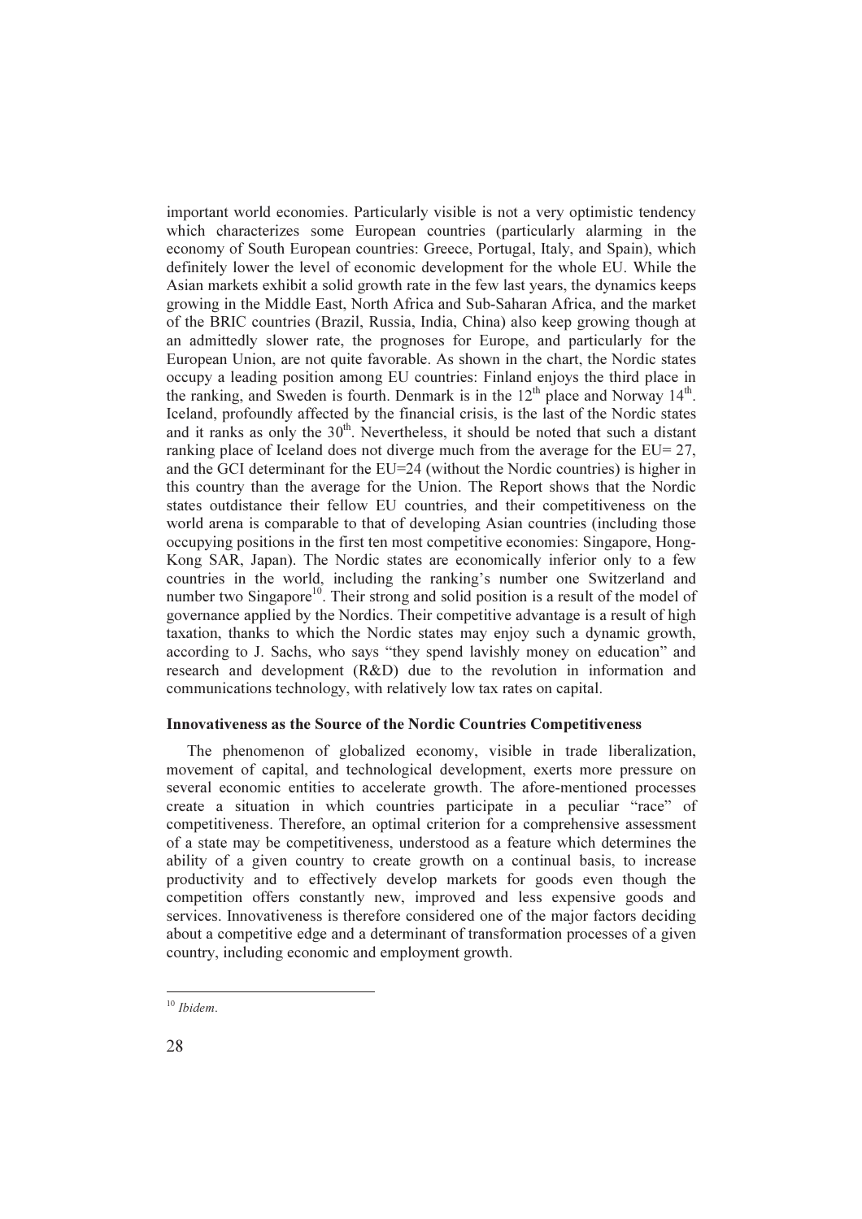important world economies. Particularly visible is not a very optimistic tendency which characterizes some European countries (particularly alarming in the economy of South European countries: Greece, Portugal, Italy, and Spain), which definitely lower the level of economic development for the whole EU. While the Asian markets exhibit a solid growth rate in the few last years, the dynamics keeps growing in the Middle East, North Africa and Sub-Saharan Africa, and the market of the BRIC countries (Brazil, Russia, India, China) also keep growing though at an admittedly slower rate, the prognoses for Europe, and particularly for the European Union, are not quite favorable. As shown in the chart, the Nordic states occupy a leading position among EU countries: Finland enjoys the third place in the ranking, and Sweden is fourth. Denmark is in the 12th place and Norway 14th. Iceland, profoundly affected by the financial crisis, is the last of the Nordic states and it ranks as only the 30th. Nevertheless, it should be noted that such a distant ranking place of Iceland does not diverge much from the average for the EU= 27, and the GCI determinant for the EU=24 (without the Nordic countries) is higher in this country than the average for the Union. The Report shows that the Nordic states outdistance their fellow EU countries, and their competitiveness on the world arena is comparable to that of developing Asian countries (including those occupying positions in the first ten most competitive economies: Singapore, Hong-Kong SAR, Japan). The Nordic states are economically inferior only to a few countries in the world, including the ranking's number one Switzerland and number two Singapore[10]. Their strong and solid position is a result of the model of governance applied by the Nordics. Their competitive advantage is a result of high taxation, thanks to which the Nordic states may enjoy such a dynamic growth, according to J. Sachs, who says "they spend lavishly money on education" and research and development (R&D) due to the revolution in information and communications technology, with relatively low tax rates on capital.

### Innovativeness as the Source of the Nordic Countries Competitiveness

The phenomenon of globalized economy, visible in trade liberalization, movement of capital, and technological development, exerts more pressure on several economic entities to accelerate growth. The afore-mentioned processes create a situation in which countries participate in a peculiar "race" of competitiveness. Therefore, an optimal criterion for a comprehensive assessment of a state may be competitiveness, understood as a feature which determines the ability of a given country to create growth on a continual basis, to increase productivity and to effectively develop markets for goods even though the competition offers constantly new, improved and less expensive goods and services. Innovativeness is therefore considered one of the major factors deciding about a competitive edge and a determinant of transformation processes of a given country, including economic and employment growth.

---

[10] *Ibidem*.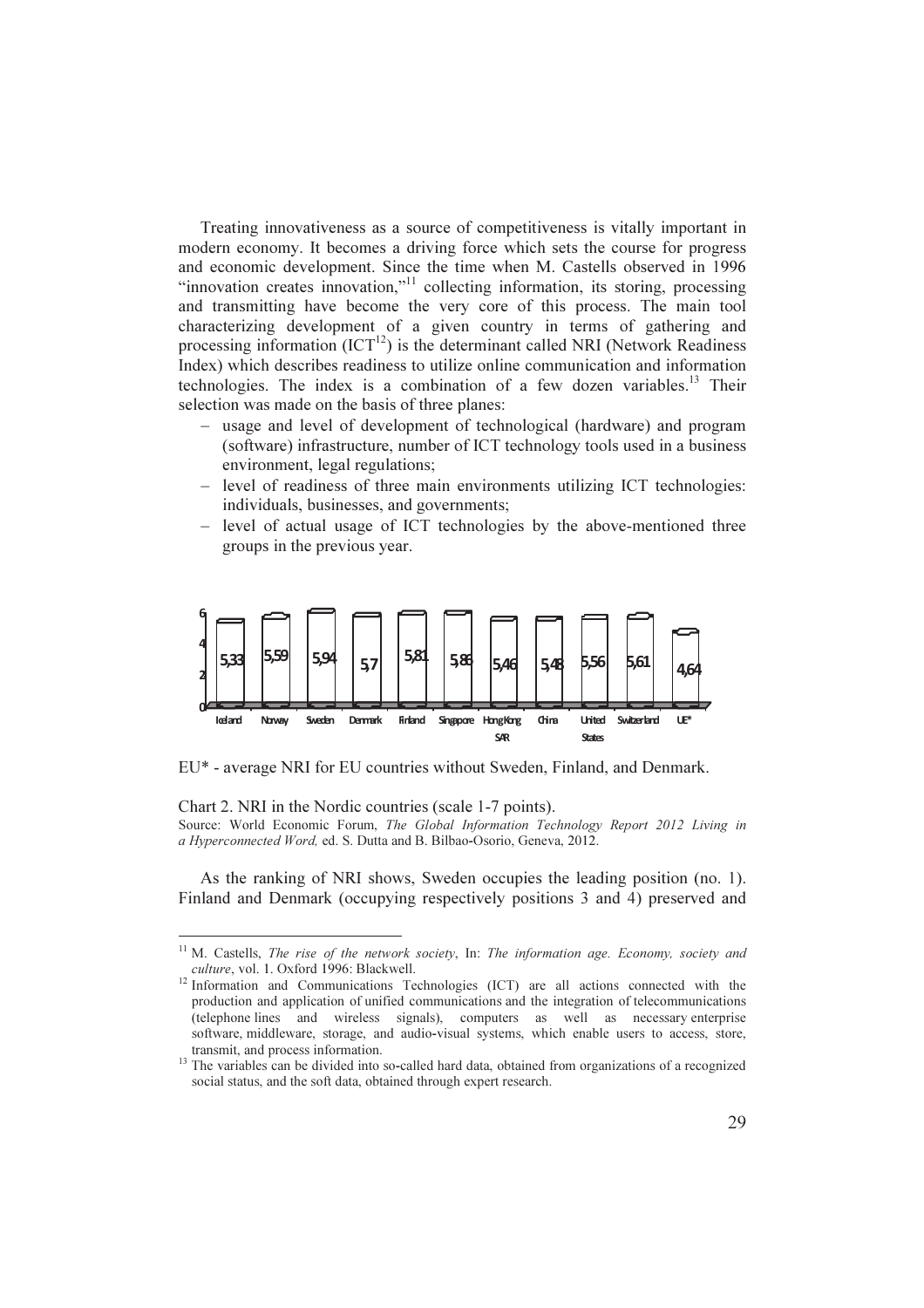Treating innovativeness as a source of competitiveness is vitally important in modern economy. It becomes a driving force which sets the course for progress and economic development. Since the time when M. Castells observed in 1996 "innovation creates innovation,"[11] collecting information, its storing, processing and transmitting have become the very core of this process. The main tool characterizing development of a given country in terms of gathering and processing information (ICT[12]) is the determinant called NRI (Network Readiness Index) which describes readiness to utilize online communication and information technologies. The index is a combination of a few dozen variables.[13] Their selection was made on the basis of three planes:

- usage and level of development of technological (hardware) and program (software) infrastructure, number of ICT technology tools used in a business environment, legal regulations;
- level of readiness of three main environments utilizing ICT technologies: individuals, businesses, and governments;
- level of actual usage of ICT technologies by the above-mentioned three groups in the previous year.

| Iceland | Norway | Sweden | Denmark | Finland | Singapore | Hong Kong SAR | China | United States | Switzerland | UE* |
|---|---|---|---|---|---|---|---|---|---|---|
| 5,33 | 5,59 | 5,94 | 5,7 | 5,81 | 5,86 | 5,46 | 5,48 | 5,56 | 5,61 | 4,64 |

EU* - average NRI for EU countries without Sweden, Finland, and Denmark.

Chart 2. NRI in the Nordic countries (scale 1-7 points).

Source: World Economic Forum, *The Global Information Technology Report 2012 Living in a Hyperconnected Word,* ed. S. Dutta and B. Bilbao-Osorio, Geneva, 2012.

As the ranking of NRI shows, Sweden occupies the leading position (no. 1). Finland and Denmark (occupying respectively positions 3 and 4) preserved and

---

[11] M. Castells, *The rise of the network society*, In: *The information age. Economy, society and culture*, vol. 1. Oxford 1996: Blackwell.

[12] Information and Communications Technologies (ICT) are all actions connected with the production and application of unified communications and the integration of telecommunications (telephone lines and wireless signals), computers as well as necessary enterprise software, middleware, storage, and audio-visual systems, which enable users to access, store, transmit, and process information.

[13] The variables can be divided into so-called hard data, obtained from organizations of a recognized social status, and the soft data, obtained through expert research.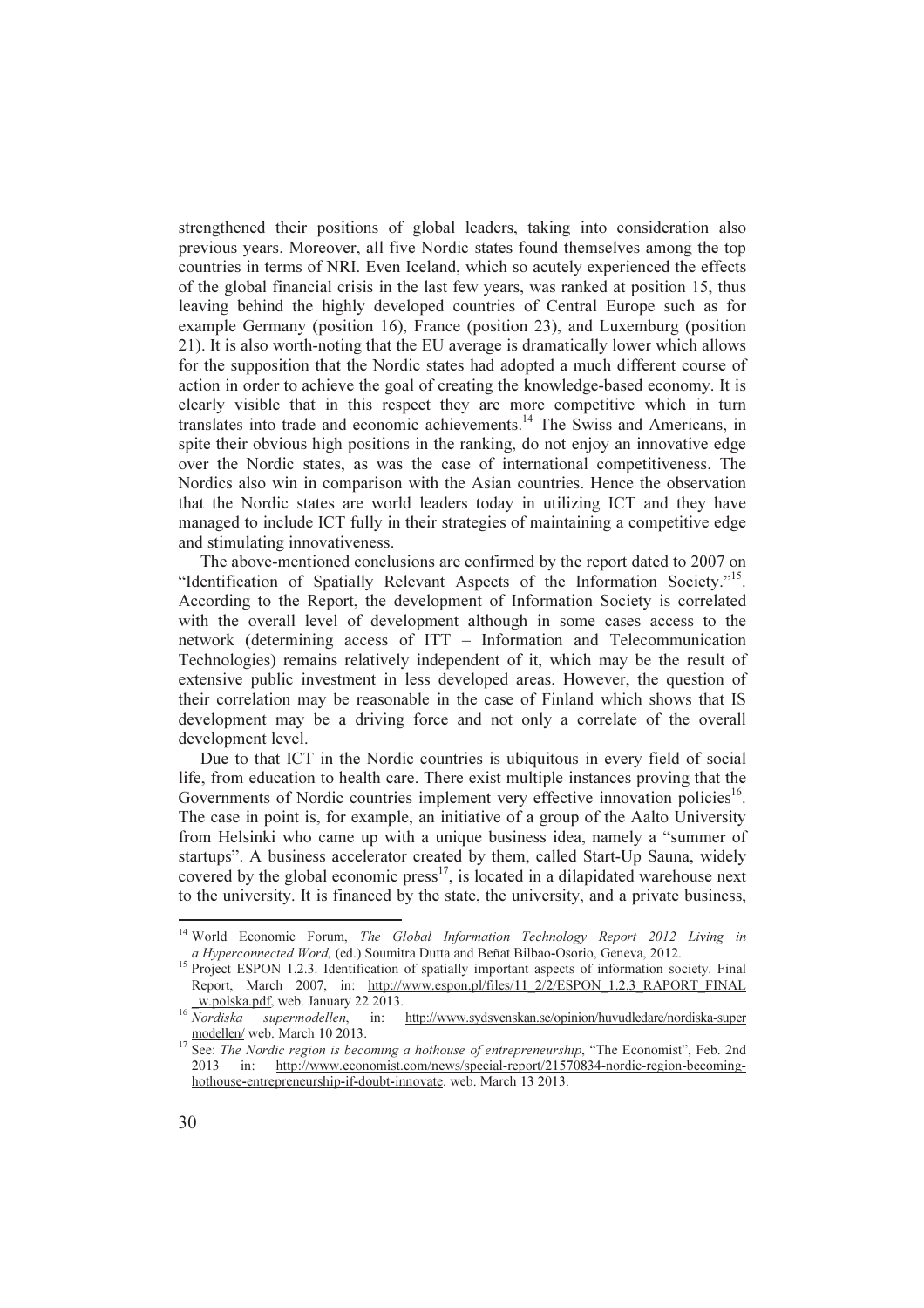strengthened their positions of global leaders, taking into consideration also previous years. Moreover, all five Nordic states found themselves among the top countries in terms of NRI. Even Iceland, which so acutely experienced the effects of the global financial crisis in the last few years, was ranked at position 15, thus leaving behind the highly developed countries of Central Europe such as for example Germany (position 16), France (position 23), and Luxemburg (position 21). It is also worth-noting that the EU average is dramatically lower which allows for the supposition that the Nordic states had adopted a much different course of action in order to achieve the goal of creating the knowledge-based economy. It is clearly visible that in this respect they are more competitive which in turn translates into trade and economic achievements.[14] The Swiss and Americans, in spite their obvious high positions in the ranking, do not enjoy an innovative edge over the Nordic states, as was the case of international competitiveness. The Nordics also win in comparison with the Asian countries. Hence the observation that the Nordic states are world leaders today in utilizing ICT and they have managed to include ICT fully in their strategies of maintaining a competitive edge and stimulating innovativeness.

The above-mentioned conclusions are confirmed by the report dated to 2007 on "Identification of Spatially Relevant Aspects of the Information Society."[15]. According to the Report, the development of Information Society is correlated with the overall level of development although in some cases access to the network (determining access of ITT – Information and Telecommunication Technologies) remains relatively independent of it, which may be the result of extensive public investment in less developed areas. However, the question of their correlation may be reasonable in the case of Finland which shows that IS development may be a driving force and not only a correlate of the overall development level.

Due to that ICT in the Nordic countries is ubiquitous in every field of social life, from education to health care. There exist multiple instances proving that the Governments of Nordic countries implement very effective innovation policies[16]. The case in point is, for example, an initiative of a group of the Aalto University from Helsinki who came up with a unique business idea, namely a "summer of startups". A business accelerator created by them, called Start-Up Sauna, widely covered by the global economic press[17], is located in a dilapidated warehouse next to the university. It is financed by the state, the university, and a private business,

---

[14] World Economic Forum, *The Global Information Technology Report 2012 Living in a Hyperconnected Word,* (ed.) Soumitra Dutta and Beñat Bilbao-Osorio, Geneva, 2012.

[15] Project ESPON 1.2.3. Identification of spatially important aspects of information society. Final Report, March 2007, in: http://www.espon.pl/files/11_2/2/ESPON_1.2.3_RAPORT_FINAL_w.polska.pdf, web. January 22 2013.

[16] *Nordiska supermodellen*, in: http://www.sydsvenskan.se/opinion/huvudledare/nordiska-supermodellen/ web. March 10 2013.

[17] See: *The Nordic region is becoming a hothouse of entrepreneurship*, "The Economist", Feb. 2nd 2013 in: http://www.economist.com/news/special-report/21570834-nordic-region-becoming-hothouse-entrepreneurship-if-doubt-innovate. web. March 13 2013.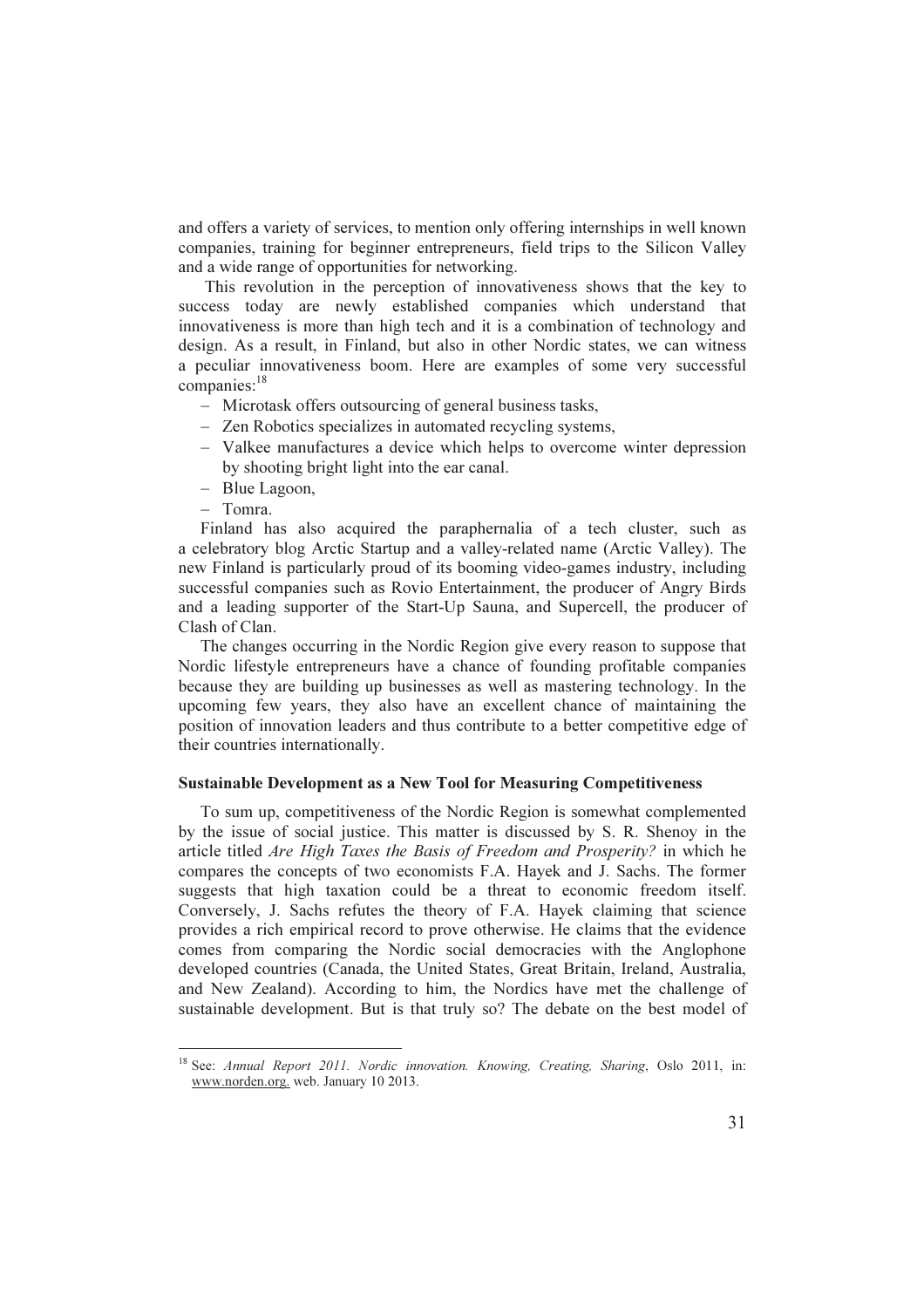and offers a variety of services, to mention only offering internships in well known companies, training for beginner entrepreneurs, field trips to the Silicon Valley and a wide range of opportunities for networking.

This revolution in the perception of innovativeness shows that the key to success today are newly established companies which understand that innovativeness is more than high tech and it is a combination of technology and design. As a result, in Finland, but also in other Nordic states, we can witness a peculiar innovativeness boom. Here are examples of some very successful companies:[18]

- Microtask offers outsourcing of general business tasks,
- Zen Robotics specializes in automated recycling systems,
- Valkee manufactures a device which helps to overcome winter depression by shooting bright light into the ear canal.
- Blue Lagoon,
- Tomra.

Finland has also acquired the paraphernalia of a tech cluster, such as a celebratory blog Arctic Startup and a valley-related name (Arctic Valley). The new Finland is particularly proud of its booming video-games industry, including successful companies such as Rovio Entertainment, the producer of Angry Birds and a leading supporter of the Start-Up Sauna, and Supercell, the producer of Clash of Clan.

The changes occurring in the Nordic Region give every reason to suppose that Nordic lifestyle entrepreneurs have a chance of founding profitable companies because they are building up businesses as well as mastering technology. In the upcoming few years, they also have an excellent chance of maintaining the position of innovation leaders and thus contribute to a better competitive edge of their countries internationally.

### Sustainable Development as a New Tool for Measuring Competitiveness

To sum up, competitiveness of the Nordic Region is somewhat complemented by the issue of social justice. This matter is discussed by S. R. Shenoy in the article titled *Are High Taxes the Basis of Freedom and Prosperity?* in which he compares the concepts of two economists F.A. Hayek and J. Sachs. The former suggests that high taxation could be a threat to economic freedom itself. Conversely, J. Sachs refutes the theory of F.A. Hayek claiming that science provides a rich empirical record to prove otherwise. He claims that the evidence comes from comparing the Nordic social democracies with the Anglophone developed countries (Canada, the United States, Great Britain, Ireland, Australia, and New Zealand). According to him, the Nordics have met the challenge of sustainable development. But is that truly so? The debate on the best model of

---

[18] See: *Annual Report 2011. Nordic innovation. Knowing, Creating, Sharing*, Oslo 2011, in: www.norden.org. web. January 10 2013.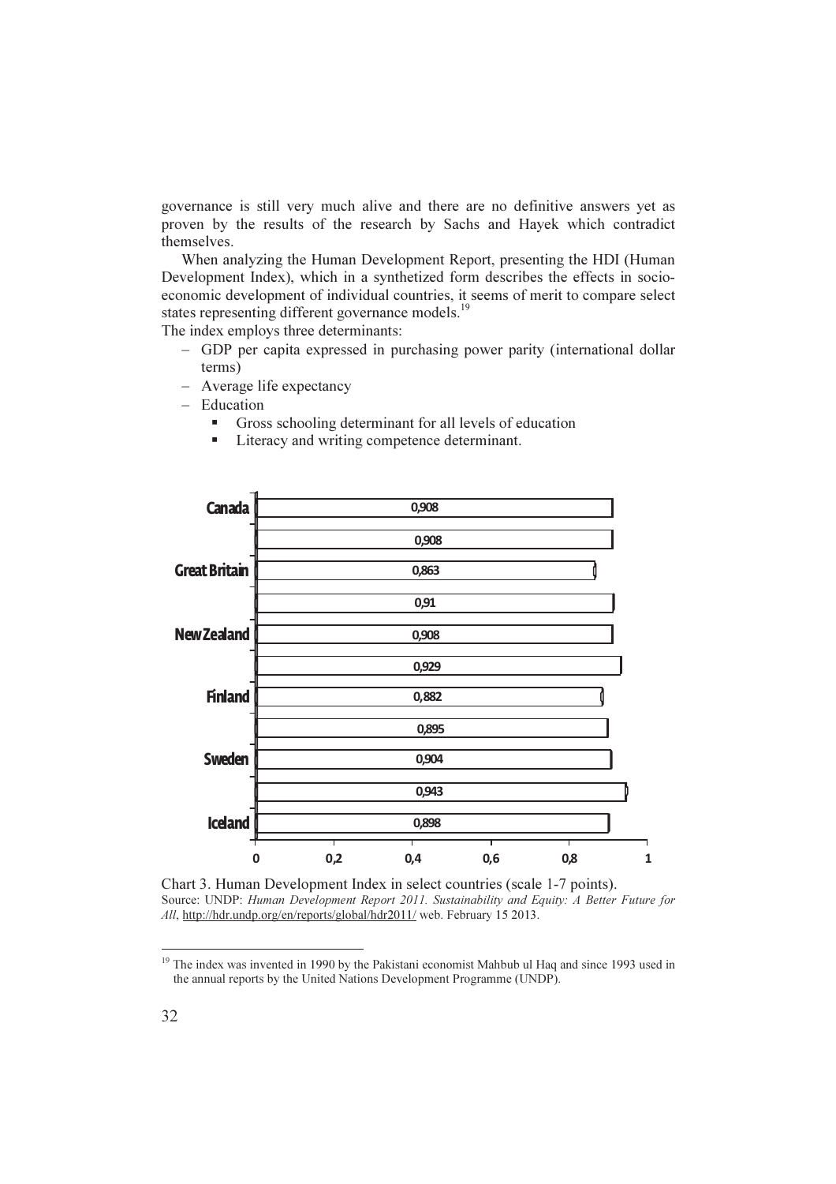governance is still very much alive and there are no definitive answers yet as proven by the results of the research by Sachs and Hayek which contradict themselves.

When analyzing the Human Development Report, presenting the HDI (Human Development Index), which in a synthetized form describes the effects in socio-economic development of individual countries, it seems of merit to compare select states representing different governance models.[19]

The index employs three determinants:

- GDP per capita expressed in purchasing power parity (international dollar terms)
- Average life expectancy
- Education
  - Gross schooling determinant for all levels of education
  - Literacy and writing competence determinant.

| Country | HDI |
| --- | --- |
| Canada | 0,908 |
| | 0,908 |
| Great Britain | 0,863 |
| | 0,91 |
| New Zealand | 0,908 |
| | 0,929 |
| Finland | 0,882 |
| | 0,895 |
| Sweden | 0,904 |
| | 0,943 |
| Iceland | 0,898 |

Chart 3. Human Development Index in select countries (scale 1-7 points).

Source: UNDP: *Human Development Report 2011. Sustainability and Equity: A Better Future for All*, http://hdr.undp.org/en/reports/global/hdr2011/ web. February 15 2013.

---

[19] The index was invented in 1990 by the Pakistani economist Mahbub ul Haq and since 1993 used in the annual reports by the United Nations Development Programme (UNDP).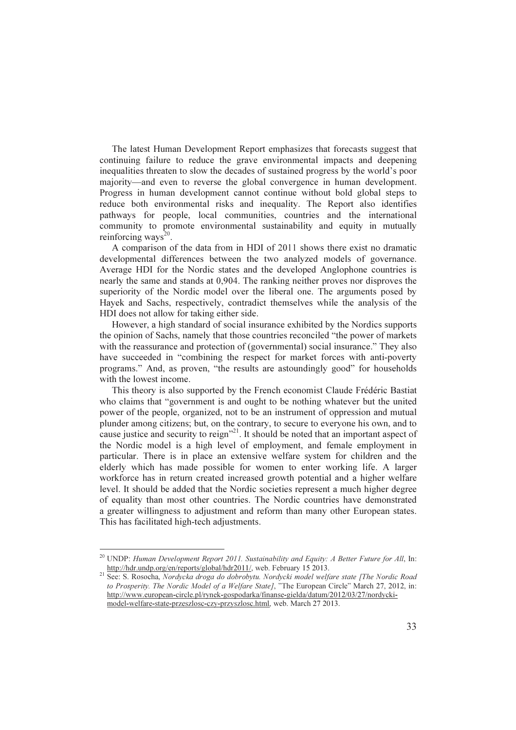The latest Human Development Report emphasizes that forecasts suggest that continuing failure to reduce the grave environmental impacts and deepening inequalities threaten to slow the decades of sustained progress by the world's poor majority—and even to reverse the global convergence in human development. Progress in human development cannot continue without bold global steps to reduce both environmental risks and inequality. The Report also identifies pathways for people, local communities, countries and the international community to promote environmental sustainability and equity in mutually reinforcing ways[20].

A comparison of the data from in HDI of 2011 shows there exist no dramatic developmental differences between the two analyzed models of governance. Average HDI for the Nordic states and the developed Anglophone countries is nearly the same and stands at 0,904. The ranking neither proves nor disproves the superiority of the Nordic model over the liberal one. The arguments posed by Hayek and Sachs, respectively, contradict themselves while the analysis of the HDI does not allow for taking either side.

However, a high standard of social insurance exhibited by the Nordics supports the opinion of Sachs, namely that those countries reconciled "the power of markets with the reassurance and protection of (governmental) social insurance." They also have succeeded in "combining the respect for market forces with anti-poverty programs." And, as proven, "the results are astoundingly good" for households with the lowest income.

This theory is also supported by the French economist Claude Frédéric Bastiat who claims that "government is and ought to be nothing whatever but the united power of the people, organized, not to be an instrument of oppression and mutual plunder among citizens; but, on the contrary, to secure to everyone his own, and to cause justice and security to reign"[21]. It should be noted that an important aspect of the Nordic model is a high level of employment, and female employment in particular. There is in place an extensive welfare system for children and the elderly which has made possible for women to enter working life. A larger workforce has in return created increased growth potential and a higher welfare level. It should be added that the Nordic societies represent a much higher degree of equality than most other countries. The Nordic countries have demonstrated a greater willingness to adjustment and reform than many other European states. This has facilitated high-tech adjustments.

---

[20] UNDP: *Human Development Report 2011. Sustainability and Equity: A Better Future for All*, In: http://hdr.undp.org/en/reports/global/hdr2011/, web. February 15 2013.

[21] See: S. Rosocha, *Nordycka droga do dobrobytu. Nordycki model welfare state [The Nordic Road to Prosperity. The Nordic Model of a Welfare State]*, "The European Circle" March 27, 2012, in: http://www.european-circle.pl/rynek-gospodarka/finanse-gielda/datum/2012/03/27/nordycki-model-welfare-state-przeszlosc-czy-przyszlosc.html, web. March 27 2013.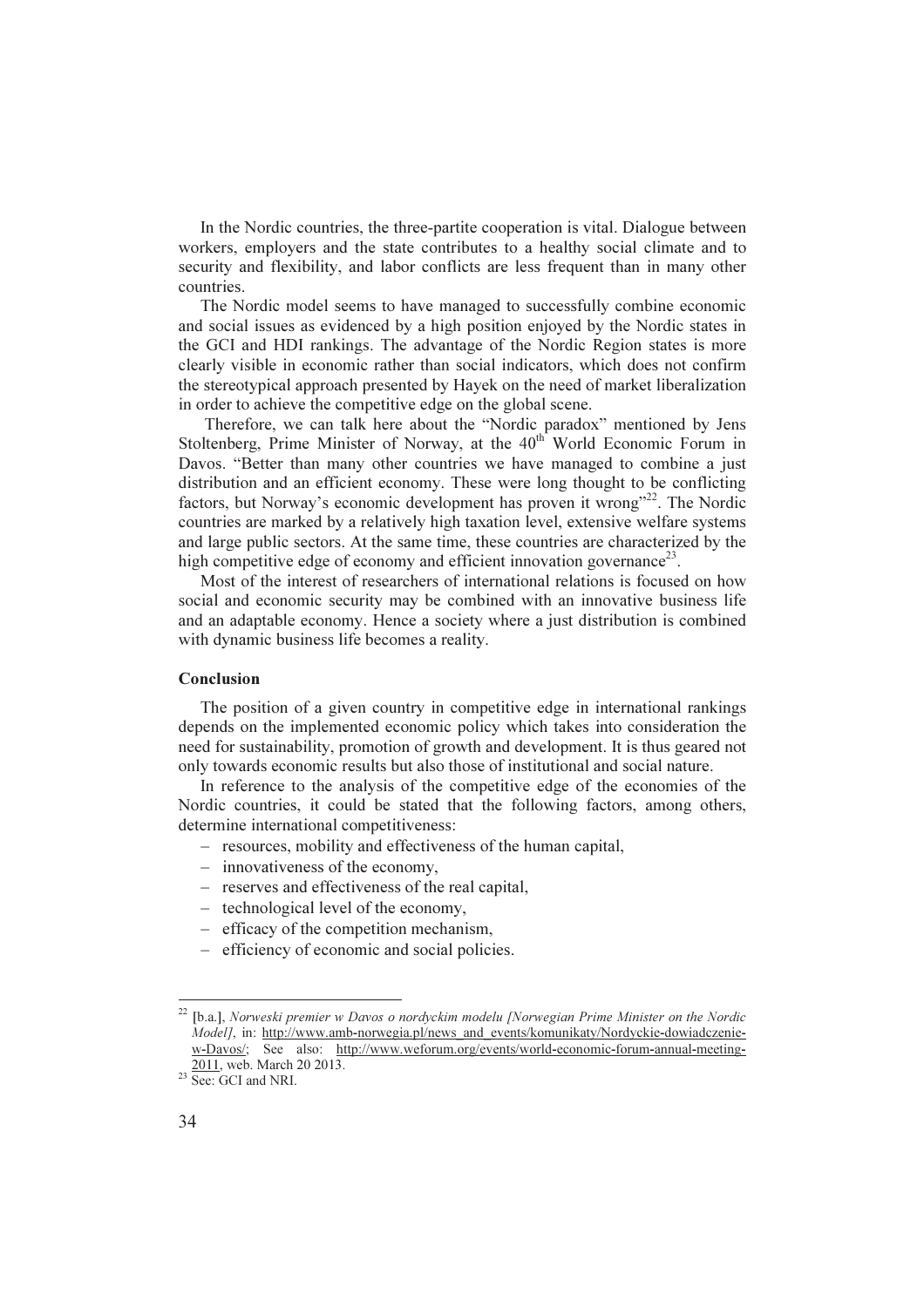In the Nordic countries, the three-partite cooperation is vital. Dialogue between workers, employers and the state contributes to a healthy social climate and to security and flexibility, and labor conflicts are less frequent than in many other countries.

The Nordic model seems to have managed to successfully combine economic and social issues as evidenced by a high position enjoyed by the Nordic states in the GCI and HDI rankings. The advantage of the Nordic Region states is more clearly visible in economic rather than social indicators, which does not confirm the stereotypical approach presented by Hayek on the need of market liberalization in order to achieve the competitive edge on the global scene.

Therefore, we can talk here about the "Nordic paradox" mentioned by Jens Stoltenberg, Prime Minister of Norway, at the 40$^{th}$ World Economic Forum in Davos. "Better than many other countries we have managed to combine a just distribution and an efficient economy. These were long thought to be conflicting factors, but Norway's economic development has proven it wrong"[22]. The Nordic countries are marked by a relatively high taxation level, extensive welfare systems and large public sectors. At the same time, these countries are characterized by the high competitive edge of economy and efficient innovation governance[23].

Most of the interest of researchers of international relations is focused on how social and economic security may be combined with an innovative business life and an adaptable economy. Hence a society where a just distribution is combined with dynamic business life becomes a reality.

**Conclusion**

The position of a given country in competitive edge in international rankings depends on the implemented economic policy which takes into consideration the need for sustainability, promotion of growth and development. It is thus geared not only towards economic results but also those of institutional and social nature.

In reference to the analysis of the competitive edge of the economies of the Nordic countries, it could be stated that the following factors, among others, determine international competitiveness:

- resources, mobility and effectiveness of the human capital,
- innovativeness of the economy,
- reserves and effectiveness of the real capital,
- technological level of the economy,
- efficacy of the competition mechanism,
- efficiency of economic and social policies.

---

[22] [b.a.], *Norweski premier w Davos o nordyckim modelu [Norwegian Prime Minister on the Nordic Model]*, in: http://www.amb-norwegia.pl/news_and_events/komunikaty/Nordyckie-dowiadczenie-w-Davos/; See also: http://www.weforum.org/events/world-economic-forum-annual-meeting-2011, web. March 20 2013.

[23] See: GCI and NRI.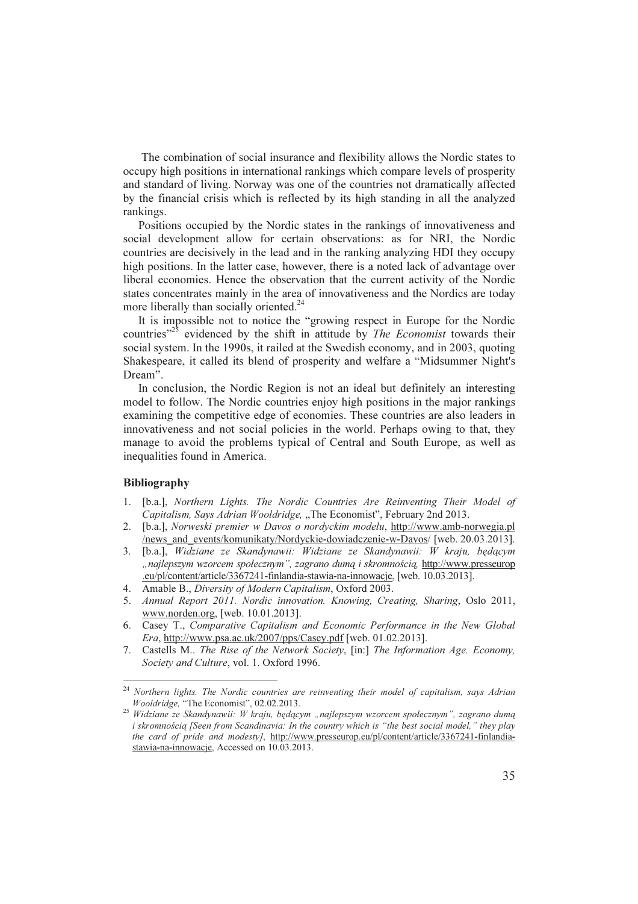The combination of social insurance and flexibility allows the Nordic states to occupy high positions in international rankings which compare levels of prosperity and standard of living. Norway was one of the countries not dramatically affected by the financial crisis which is reflected by its high standing in all the analyzed rankings.

Positions occupied by the Nordic states in the rankings of innovativeness and social development allow for certain observations: as for NRI, the Nordic countries are decisively in the lead and in the ranking analyzing HDI they occupy high positions. In the latter case, however, there is a noted lack of advantage over liberal economies. Hence the observation that the current activity of the Nordic states concentrates mainly in the area of innovativeness and the Nordics are today more liberally than socially oriented.[24]

It is impossible not to notice the "growing respect in Europe for the Nordic countries"[25] evidenced by the shift in attitude by *The Economist* towards their social system. In the 1990s, it railed at the Swedish economy, and in 2003, quoting Shakespeare, it called its blend of prosperity and welfare a "Midsummer Night's Dream".

In conclusion, the Nordic Region is not an ideal but definitely an interesting model to follow. The Nordic countries enjoy high positions in the major rankings examining the competitive edge of economies. These countries are also leaders in innovativeness and not social policies in the world. Perhaps owing to that, they manage to avoid the problems typical of Central and South Europe, as well as inequalities found in America.

## Bibliography

1. [b.a.], *Northern Lights. The Nordic Countries Are Reinventing Their Model of Capitalism, Says Adrian Wooldridge,* „The Economist", February 2nd 2013.
2. [b.a.], *Norweski premier w Davos o nordyckim modelu*, http://www.amb-norwegia.pl/news_and_events/komunikaty/Nordyckie-dowiadczenie-w-Davos/ [web. 20.03.2013].
3. [b.a.], *Widziane ze Skandynawii: Widziane ze Skandynawii: W kraju, będącym „najlepszym wzorcem społecznym", zagrano dumą i skromnością,* http://www.presseurop.eu/pl/content/article/3367241-finlandia-stawia-na-innowacje, [web. 10.03.2013].
4. Amable B., *Diversity of Modern Capitalism*, Oxford 2003.
5. *Annual Report 2011. Nordic innovation. Knowing, Creating, Sharing*, Oslo 2011, www.norden.org, [web. 10.01.2013].
6. Casey T., *Comparative Capitalism and Economic Performance in the New Global Era*, http://www.psa.ac.uk/2007/pps/Casey.pdf [web. 01.02.2013].
7. Castells M.. *The Rise of the Network Society*, [in:] *The Information Age. Economy, Society and Culture*, vol. 1. Oxford 1996.

---

[24] *Northern lights. The Nordic countries are reinventing their model of capitalism, says Adrian Wooldridge,* "The Economist", 02.02.2013.

[25] *Widziane ze Skandynawii: W kraju, będącym „najlepszym wzorcem społecznym", zagrano dumą i skromnością [Seen from Scandinavia: In the country which is "the best social model," they play the card of pride and modesty]*, http://www.presseurop.eu/pl/content/article/3367241-finlandia-stawia-na-innowacje, Accessed on 10.03.2013.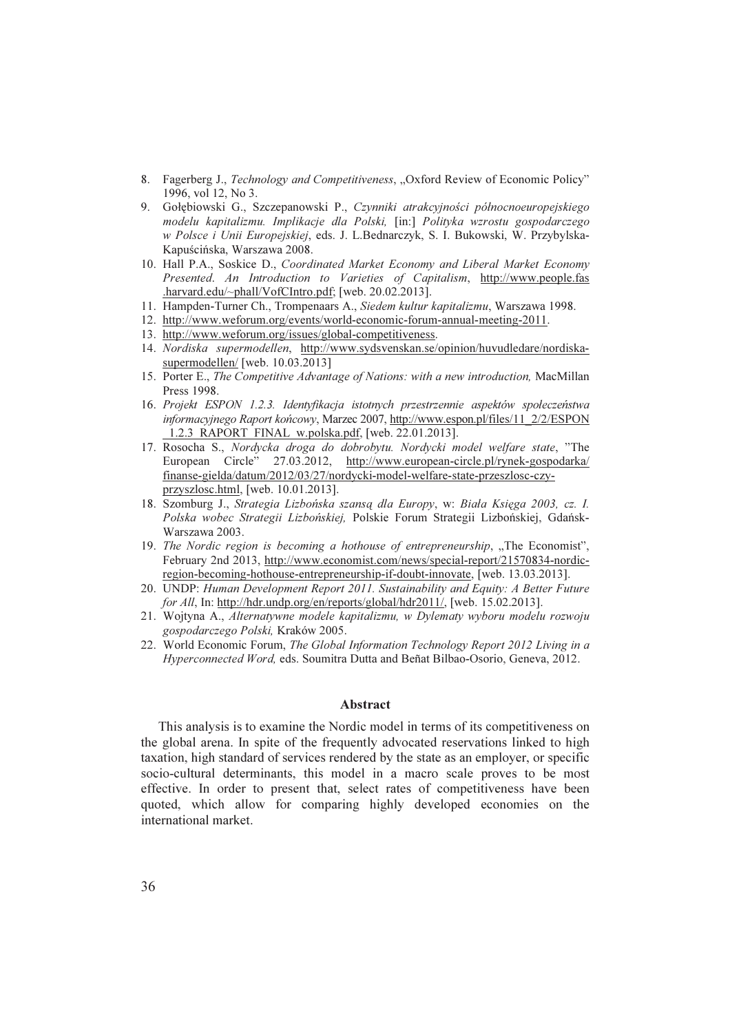8. Fagerberg J., *Technology and Competitiveness*, „Oxford Review of Economic Policy" 1996, vol 12, No 3.
9. Gołębiowski G., Szczepanowski P., *Czynniki atrakcyjności północnoeuropejskiego modelu kapitalizmu. Implikacje dla Polski,* [in:] *Polityka wzrostu gospodarczego w Polsce i Unii Europejskiej*, eds. J. L.Bednarczyk, S. I. Bukowski, W. Przybylska-Kapuścińska, Warszawa 2008.
10. Hall P.A., Soskice D., *Coordinated Market Economy and Liberal Market Economy Presented. An Introduction to Varieties of Capitalism*, http://www.people.fas.harvard.edu/~phall/VofCIntro.pdf; [web. 20.02.2013].
11. Hampden-Turner Ch., Trompenaars A., *Siedem kultur kapitalizmu*, Warszawa 1998.
12. http://www.weforum.org/events/world-economic-forum-annual-meeting-2011.
13. http://www.weforum.org/issues/global-competitiveness.
14. *Nordiska supermodellen*, http://www.sydsvenskan.se/opinion/huvudledare/nordiska-supermodellen/ [web. 10.03.2013]
15. Porter E., *The Competitive Advantage of Nations: with a new introduction,* MacMillan Press 1998.
16. *Projekt ESPON 1.2.3. Identyfikacja istotnych przestrzennie aspektów społeczeństwa informacyjnego Raport końcowy*, Marzec 2007, http://www.espon.pl/files/11_2/2/ESPON_1.2.3_RAPORT_FINAL_w.polska.pdf, [web. 22.01.2013].
17. Rosocha S., *Nordycka droga do dobrobytu. Nordycki model welfare state*, "The European Circle" 27.03.2012, http://www.european-circle.pl/rynek-gospodarka/finanse-gielda/datum/2012/03/27/nordycki-model-welfare-state-przeszlosc-czy-przyszlosc.html, [web. 10.01.2013].
18. Szomburg J., *Strategia Lizbońska szansą dla Europy*, w: *Biała Księga 2003, cz. I. Polska wobec Strategii Lizbońskiej,* Polskie Forum Strategii Lizbońskiej, Gdańsk-Warszawa 2003.
19. *The Nordic region is becoming a hothouse of entrepreneurship*, „The Economist", February 2nd 2013, http://www.economist.com/news/special-report/21570834-nordic-region-becoming-hothouse-entrepreneurship-if-doubt-innovate, [web. 13.03.2013].
20. UNDP: *Human Development Report 2011. Sustainability and Equity: A Better Future for All*, In: http://hdr.undp.org/en/reports/global/hdr2011/, [web. 15.02.2013].
21. Wojtyna A., *Alternatywne modele kapitalizmu, w Dylematy wyboru modelu rozwoju gospodarczego Polski,* Kraków 2005.
22. World Economic Forum, *The Global Information Technology Report 2012 Living in a Hyperconnected Word,* eds. Soumitra Dutta and Beñat Bilbao-Osorio, Geneva, 2012.

## Abstract

This analysis is to examine the Nordic model in terms of its competitiveness on the global arena. In spite of the frequently advocated reservations linked to high taxation, high standard of services rendered by the state as an employer, or specific socio-cultural determinants, this model in a macro scale proves to be most effective. In order to present that, select rates of competitiveness have been quoted, which allow for comparing highly developed economies on the international market.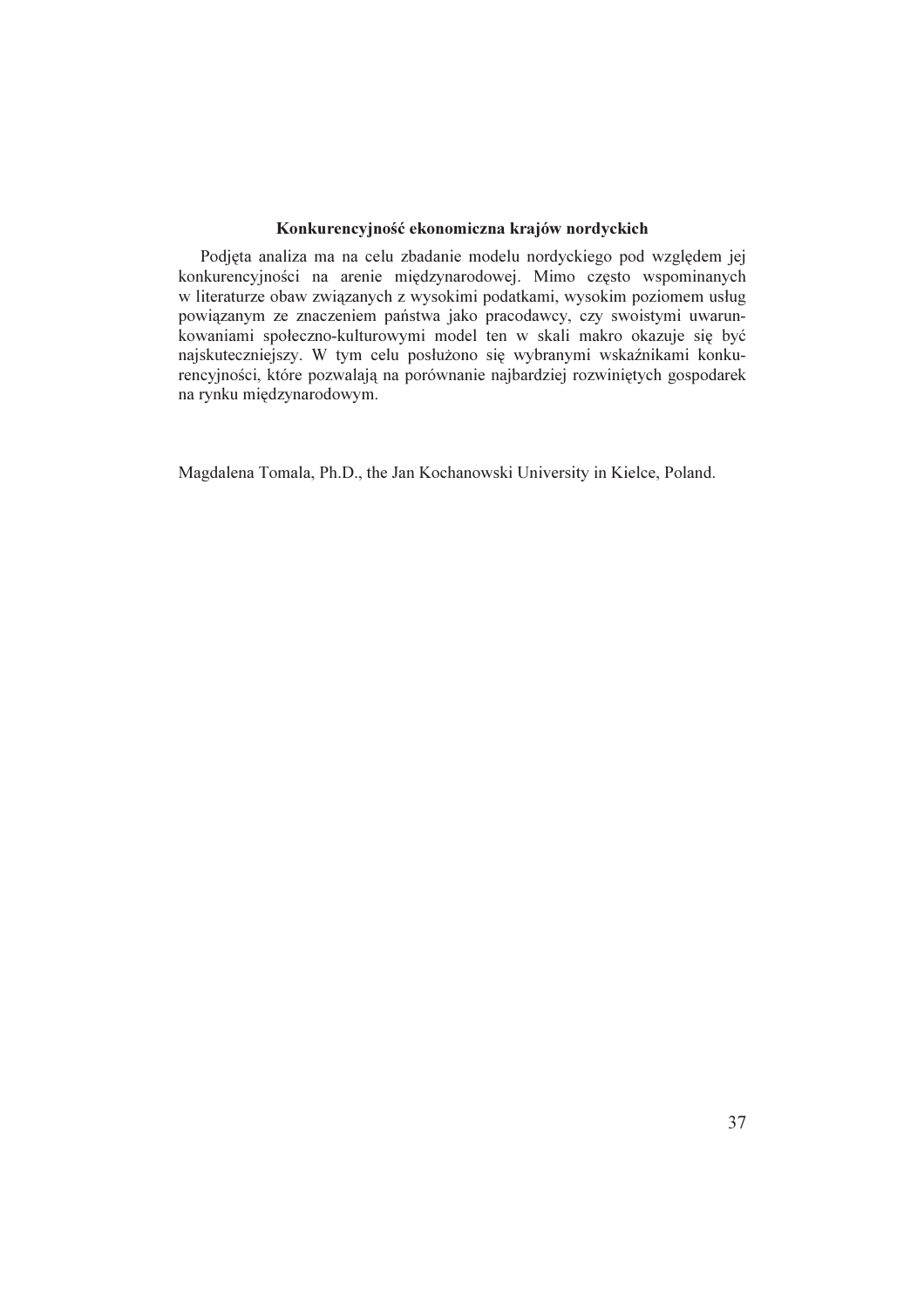**Konkurencyjność ekonomiczna krajów nordyckich**

Podjęta analiza ma na celu zbadanie modelu nordyckiego pod względem jej konkurencyjności na arenie międzynarodowej. Mimo często wspominanych w literaturze obaw związanych z wysokimi podatkami, wysokim poziomem usług powiązanym ze znaczeniem państwa jako pracodawcy, czy swoistymi uwarunkowaniami społeczno-kulturowymi model ten w skali makro okazuje się być najskuteczniejszy. W tym celu posłużono się wybranymi wskaźnikami konkurencyjności, które pozwalają na porównanie najbardziej rozwiniętych gospodarek na rynku międzynarodowym.

Magdalena Tomala, Ph.D., the Jan Kochanowski University in Kielce, Poland.